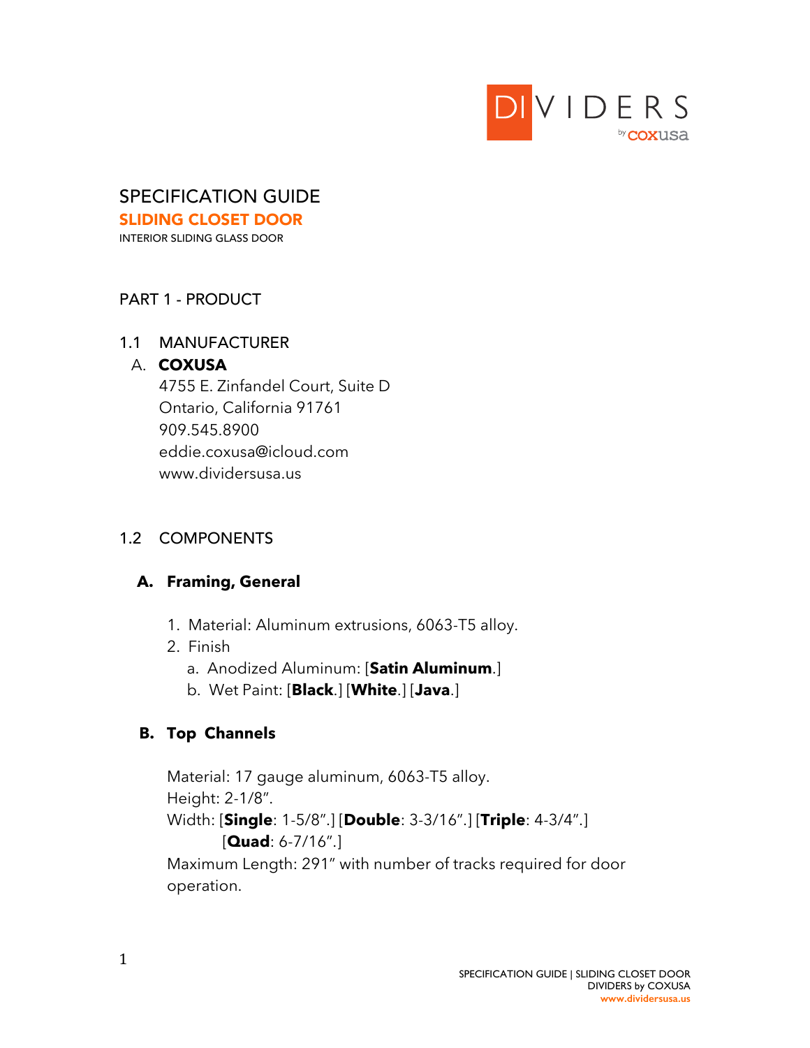# SPECIFICATION GUIDE

## SLIDING CLOSET DOOR

INTERIOR SLIDING GLASS DOOR

## PART 1 - PRODUCT

### 1.1 MANUFACTURER

A. **COXUSA**
4755 E. Zinfandel Court, Suite D
Ontario, California 91761
909.545.8900
eddie.coxusa@icloud.com
www.dividersusa.us

### 1.2 COMPONENTS

#### A. Framing, General

1. Material: Aluminum extrusions, 6063-T5 alloy.
2. Finish
   a. Anodized Aluminum: [**Satin Aluminum**.]
   b. Wet Paint: [**Black**.] [**White**.] [**Java**.]

#### B. Top Channels

Material: 17 gauge aluminum, 6063-T5 alloy.
Height: 2-1/8”.
Width: [**Single**: 1-5/8”.] [**Double**: 3-3/16”.] [**Triple**: 4-3/4”.]
[**Quad**: 6-7/16”.]
Maximum Length: 291” with number of tracks required for door operation.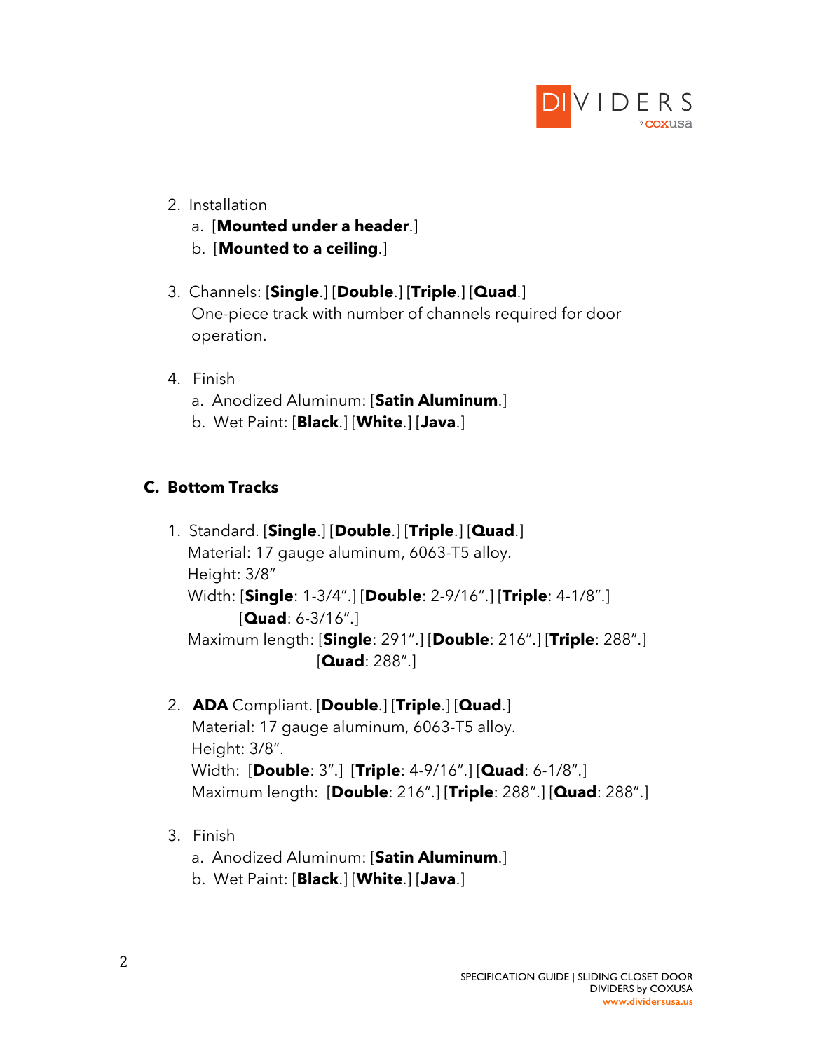2. Installation
   a. [**Mounted under a header**.]
   b. [**Mounted to a ceiling**.]

3. Channels: [**Single**.] [**Double**.] [**Triple**.] [**Quad**.]
   One-piece track with number of channels required for door operation.

4. Finish
   a. Anodized Aluminum: [**Satin Aluminum**.]
   b. Wet Paint: [**Black**.] [**White**.] [**Java**.]

### C. Bottom Tracks

1. Standard. [**Single**.] [**Double**.] [**Triple**.] [**Quad**.]
   Material: 17 gauge aluminum, 6063-T5 alloy.
   Height: 3/8"
   Width: [**Single**: 1-3/4".] [**Double**: 2-9/16".] [**Triple**: 4-1/8".] [**Quad**: 6-3/16".]
   Maximum length: [**Single**: 291".] [**Double**: 216".] [**Triple**: 288".] [**Quad**: 288".]

2. **ADA** Compliant. [**Double**.] [**Triple**.] [**Quad**.]
   Material: 17 gauge aluminum, 6063-T5 alloy.
   Height: 3/8".
   Width: [**Double**: 3".] [**Triple**: 4-9/16".] [**Quad**: 6-1/8".]
   Maximum length: [**Double**: 216".] [**Triple**: 288".] [**Quad**: 288".]

3. Finish
   a. Anodized Aluminum: [**Satin Aluminum**.]
   b. Wet Paint: [**Black**.] [**White**.] [**Java**.]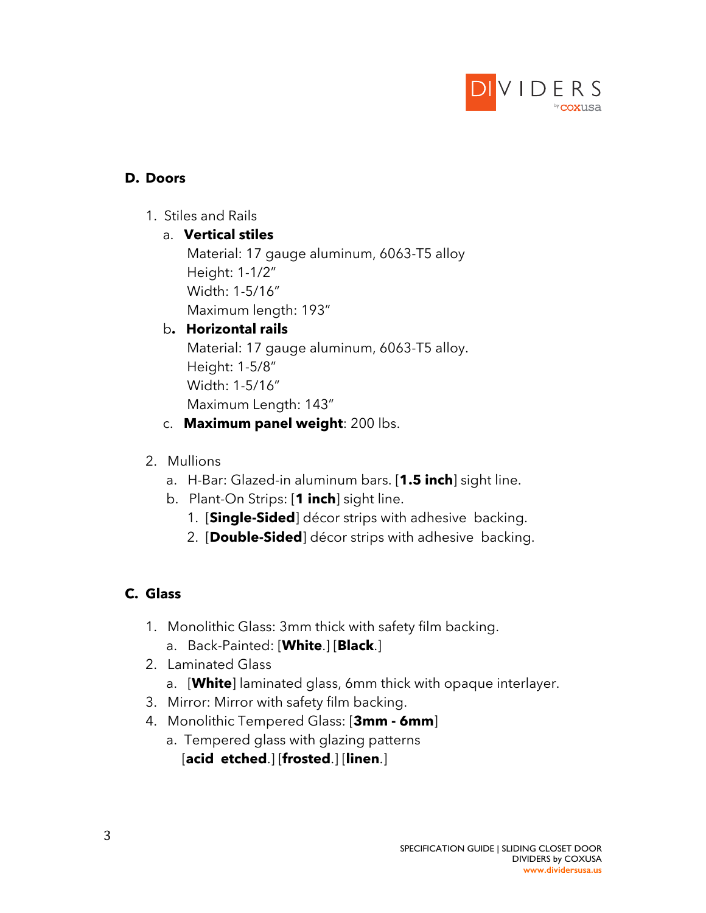## D. Doors

1. Stiles and Rails
   a. **Vertical stiles**
      Material: 17 gauge aluminum, 6063-T5 alloy
      Height: 1-1/2"
      Width: 1-5/16"
      Maximum length: 193"
   b**. Horizontal rails**
      Material: 17 gauge aluminum, 6063-T5 alloy.
      Height: 1-5/8"
      Width: 1-5/16"
      Maximum Length: 143"
   c. **Maximum panel weight**: 200 lbs.

2. Mullions
   a. H-Bar: Glazed-in aluminum bars. [**1.5 inch**] sight line.
   b. Plant-On Strips: [**1 inch**] sight line.
      1. [**Single-Sided**] décor strips with adhesive backing.
      2. [**Double-Sided**] décor strips with adhesive backing.

## C. Glass

1. Monolithic Glass: 3mm thick with safety film backing.
   a. Back-Painted: [**White**.] [**Black**.]
2. Laminated Glass
   a. [**White**] laminated glass, 6mm thick with opaque interlayer.
3. Mirror: Mirror with safety film backing.
4. Monolithic Tempered Glass: [**3mm - 6mm**]
   a. Tempered glass with glazing patterns
      [**acid etched**.] [**frosted**.] [**linen**.]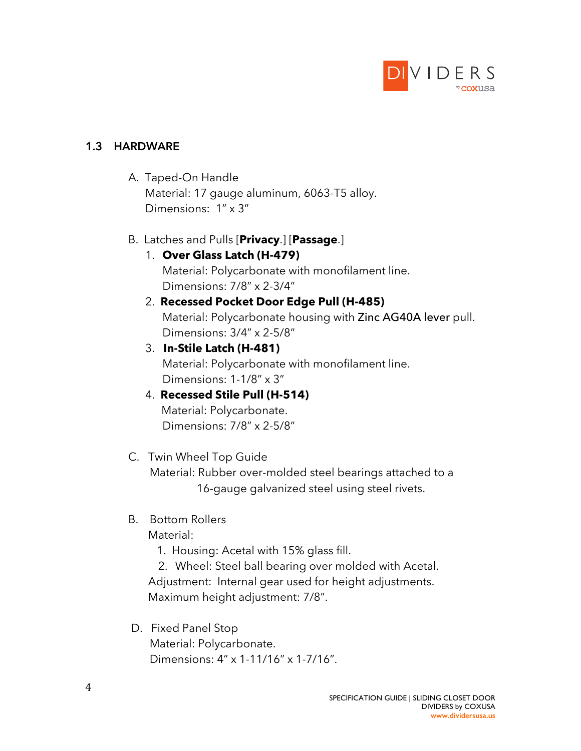## 1.3 HARDWARE

A. Taped-On Handle
   Material: 17 gauge aluminum, 6063-T5 alloy.
   Dimensions: 1" x 3"

B. Latches and Pulls [**Privacy**.] [**Passage**.]
   1. **Over Glass Latch (H-479)**
      Material: Polycarbonate with monofilament line.
      Dimensions: 7/8" x 2-3/4"
   2. **Recessed Pocket Door Edge Pull (H-485)**
      Material: Polycarbonate housing with Zinc AG40A lever pull.
      Dimensions: 3/4" x 2-5/8"
   3. **In-Stile Latch (H-481)**
      Material: Polycarbonate with monofilament line.
      Dimensions: 1-1/8" x 3"
   4. **Recessed Stile Pull (H-514)**
      Material: Polycarbonate.
      Dimensions: 7/8" x 2-5/8"

C. Twin Wheel Top Guide
   Material: Rubber over-molded steel bearings attached to a 16-gauge galvanized steel using steel rivets.

B. Bottom Rollers
   Material:
   1. Housing: Acetal with 15% glass fill.
   2. Wheel: Steel ball bearing over molded with Acetal.

   Adjustment: Internal gear used for height adjustments.
   Maximum height adjustment: 7/8".

D. Fixed Panel Stop
   Material: Polycarbonate.
   Dimensions: 4" x 1-11/16" x 1-7/16".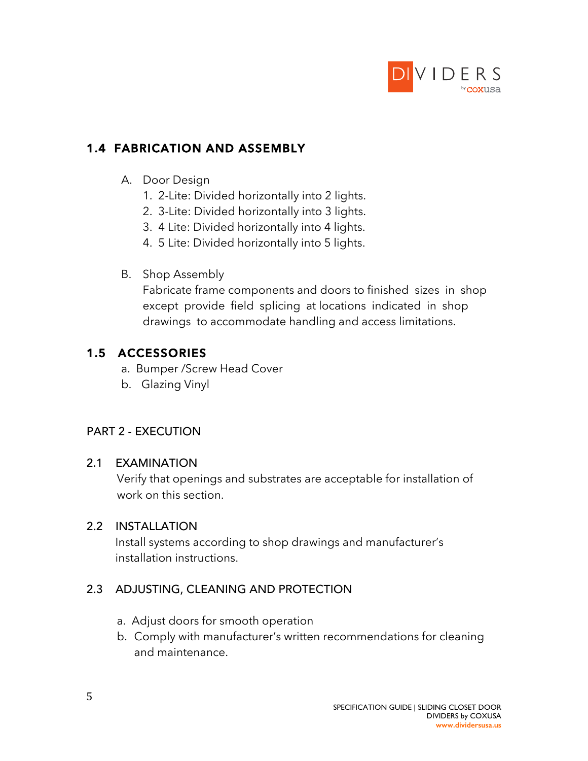## 1.4 FABRICATION AND ASSEMBLY

A. Door Design
   1. 2-Lite: Divided horizontally into 2 lights.
   2. 3-Lite: Divided horizontally into 3 lights.
   3. 4 Lite: Divided horizontally into 4 lights.
   4. 5 Lite: Divided horizontally into 5 lights.

B. Shop Assembly
   Fabricate frame components and doors to finished sizes in shop except provide field splicing at locations indicated in shop drawings to accommodate handling and access limitations.

## 1.5 ACCESSORIES

a. Bumper /Screw Head Cover
b. Glazing Vinyl

# PART 2 - EXECUTION

## 2.1 EXAMINATION

Verify that openings and substrates are acceptable for installation of work on this section.

## 2.2 INSTALLATION

Install systems according to shop drawings and manufacturer's installation instructions.

## 2.3 ADJUSTING, CLEANING AND PROTECTION

a. Adjust doors for smooth operation
b. Comply with manufacturer's written recommendations for cleaning and maintenance.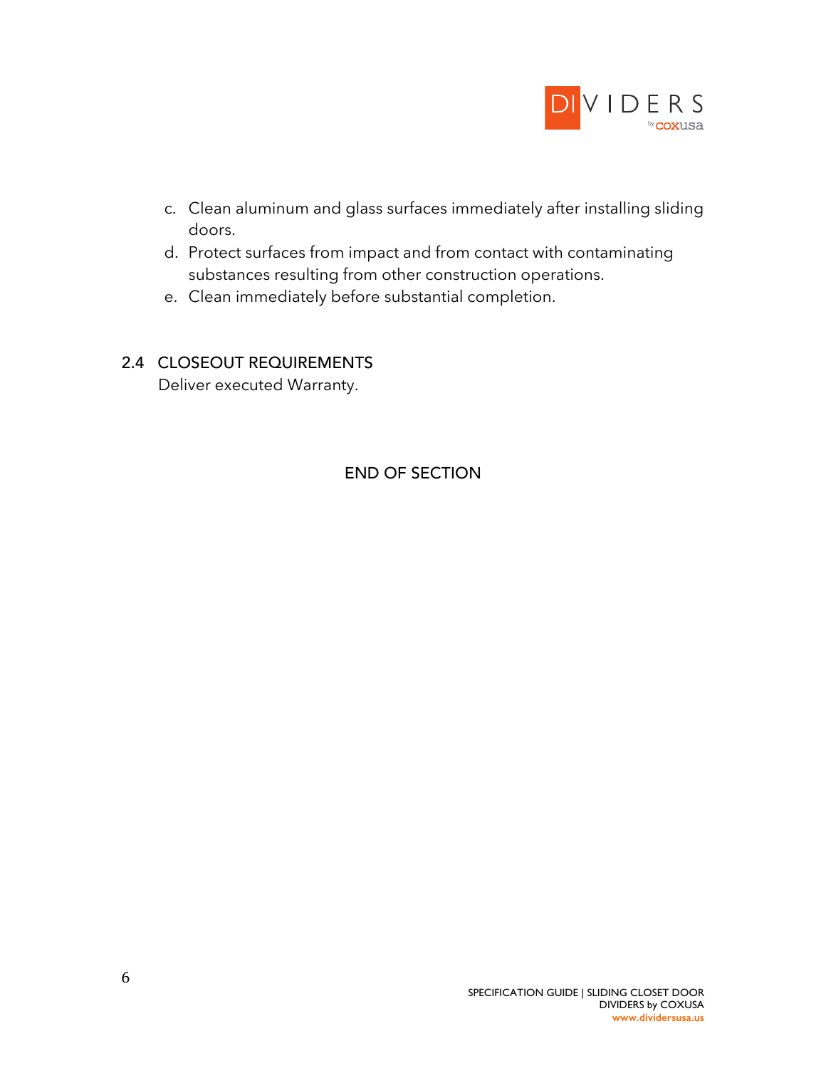c. Clean aluminum and glass surfaces immediately after installing sliding doors.
d. Protect surfaces from impact and from contact with contaminating substances resulting from other construction operations.
e. Clean immediately before substantial completion.

## 2.4 CLOSEOUT REQUIREMENTS

Deliver executed Warranty.

END OF SECTION